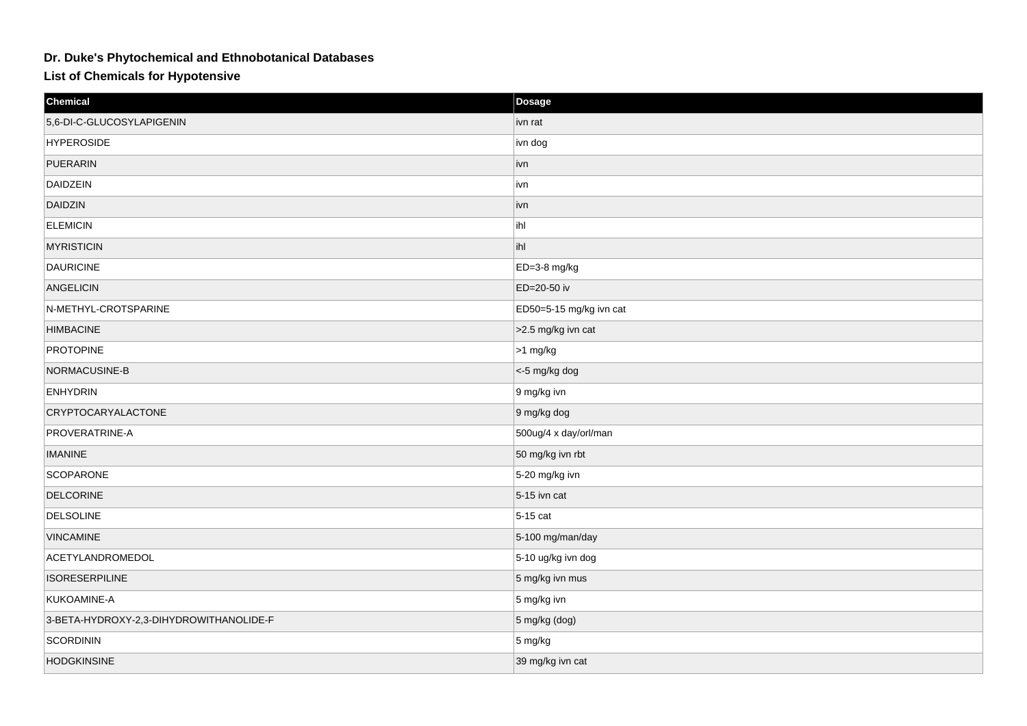# Dr. Duke's Phytochemical and Ethnobotanical Databases

## List of Chemicals for Hypotensive

| Chemical | Dosage |
| --- | --- |
| 5,6-DI-C-GLUCOSYLAPIGENIN | ivn rat |
| HYPEROSIDE | ivn dog |
| PUERARIN | ivn |
| DAIDZEIN | ivn |
| DAIDZIN | ivn |
| ELEMICIN | ihl |
| MYRISTICIN | ihl |
| DAURICINE | ED=3-8 mg/kg |
| ANGELICIN | ED=20-50 iv |
| N-METHYL-CROTSPARINE | ED50=5-15 mg/kg ivn cat |
| HIMBACINE | >2.5 mg/kg ivn cat |
| PROTOPINE | >1 mg/kg |
| NORMACUSINE-B | <-5 mg/kg dog |
| ENHYDRIN | 9 mg/kg ivn |
| CRYPTOCARYALACTONE | 9 mg/kg dog |
| PROVERATRINE-A | 500ug/4 x day/orl/man |
| IMANINE | 50 mg/kg ivn rbt |
| SCOPARONE | 5-20 mg/kg ivn |
| DELCORINE | 5-15 ivn cat |
| DELSOLINE | 5-15 cat |
| VINCAMINE | 5-100 mg/man/day |
| ACETYLANDROMEDOL | 5-10 ug/kg ivn dog |
| ISORESERPILINE | 5 mg/kg ivn mus |
| KUKOAMINE-A | 5 mg/kg ivn |
| 3-BETA-HYDROXY-2,3-DIHYDROWITHANOLIDE-F | 5 mg/kg (dog) |
| SCORDININ | 5 mg/kg |
| HODGKINSINE | 39 mg/kg ivn cat |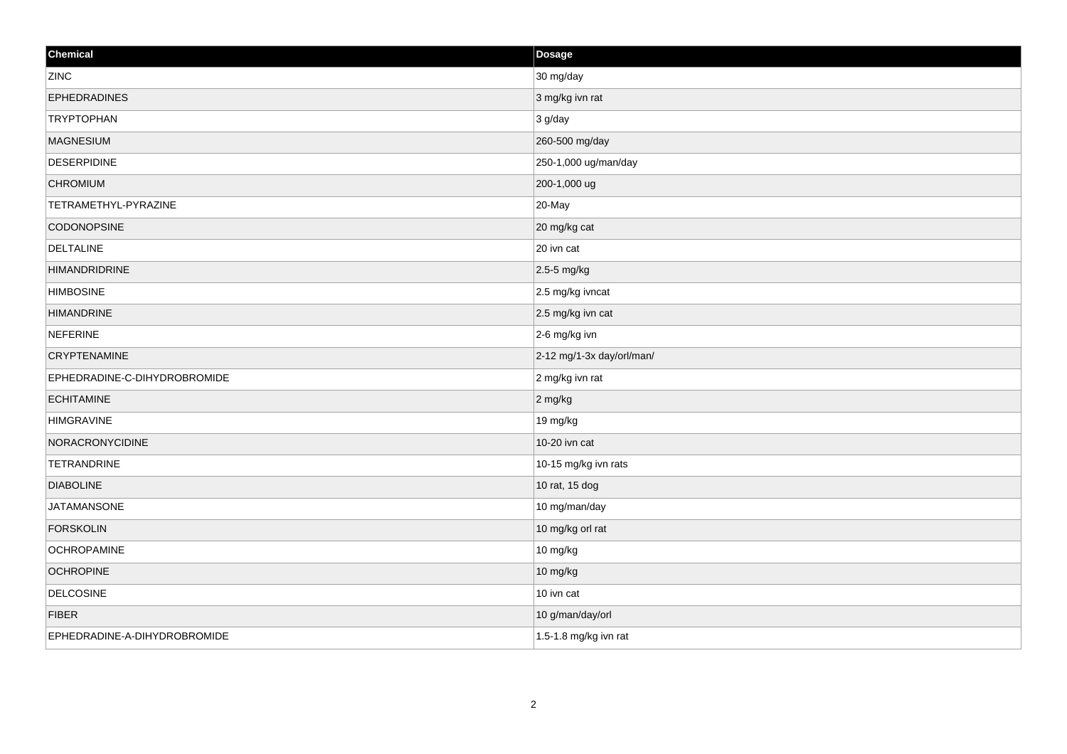| Chemical | Dosage |
| --- | --- |
| ZINC | 30 mg/day |
| EPHEDRADINES | 3 mg/kg ivn rat |
| TRYPTOPHAN | 3 g/day |
| MAGNESIUM | 260-500 mg/day |
| DESERPIDINE | 250-1,000 ug/man/day |
| CHROMIUM | 200-1,000 ug |
| TETRAMETHYL-PYRAZINE | 20-May |
| CODONOPSINE | 20 mg/kg cat |
| DELTALINE | 20 ivn cat |
| HIMANDRIDRINE | 2.5-5 mg/kg |
| HIMBOSINE | 2.5 mg/kg ivncat |
| HIMANDRINE | 2.5 mg/kg ivn cat |
| NEFERINE | 2-6 mg/kg ivn |
| CRYPTENAMINE | 2-12 mg/1-3x day/orl/man/ |
| EPHEDRADINE-C-DIHYDROBROMIDE | 2 mg/kg ivn rat |
| ECHITAMINE | 2 mg/kg |
| HIMGRAVINE | 19 mg/kg |
| NORACRONYCIDINE | 10-20 ivn cat |
| TETRANDRINE | 10-15 mg/kg ivn rats |
| DIABOLINE | 10 rat, 15 dog |
| JATAMANSONE | 10 mg/man/day |
| FORSKOLIN | 10 mg/kg orl rat |
| OCHROPAMINE | 10 mg/kg |
| OCHROPINE | 10 mg/kg |
| DELCOSINE | 10 ivn cat |
| FIBER | 10 g/man/day/orl |
| EPHEDRADINE-A-DIHYDROBROMIDE | 1.5-1.8 mg/kg ivn rat |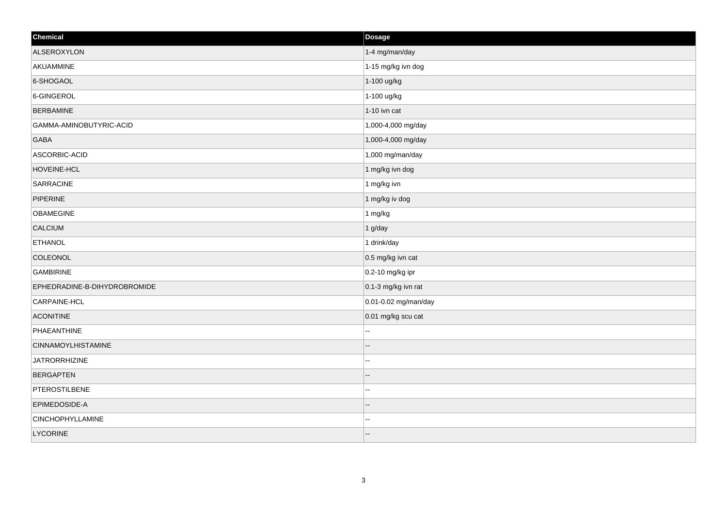| Chemical | Dosage |
| --- | --- |
| ALSEROXYLON | 1-4 mg/man/day |
| AKUAMMINE | 1-15 mg/kg ivn dog |
| 6-SHOGAOL | 1-100 ug/kg |
| 6-GINGEROL | 1-100 ug/kg |
| BERBAMINE | 1-10 ivn cat |
| GAMMA-AMINOBUTYRIC-ACID | 1,000-4,000 mg/day |
| GABA | 1,000-4,000 mg/day |
| ASCORBIC-ACID | 1,000 mg/man/day |
| HOVEINE-HCL | 1 mg/kg ivn dog |
| SARRACINE | 1 mg/kg ivn |
| PIPERINE | 1 mg/kg iv dog |
| OBAMEGINE | 1 mg/kg |
| CALCIUM | 1 g/day |
| ETHANOL | 1 drink/day |
| COLEONOL | 0.5 mg/kg ivn cat |
| GAMBIRINE | 0.2-10 mg/kg ipr |
| EPHEDRADINE-B-DIHYDROBROMIDE | 0.1-3 mg/kg ivn rat |
| CARPAINE-HCL | 0.01-0.02 mg/man/day |
| ACONITINE | 0.01 mg/kg scu cat |
| PHAEANTHINE | -- |
| CINNAMOYLHISTAMINE | -- |
| JATRORRHIZINE | -- |
| BERGAPTEN | -- |
| PTEROSTILBENE | -- |
| EPIMEDOSIDE-A | -- |
| CINCHOPHYLLAMINE | -- |
| LYCORINE | -- |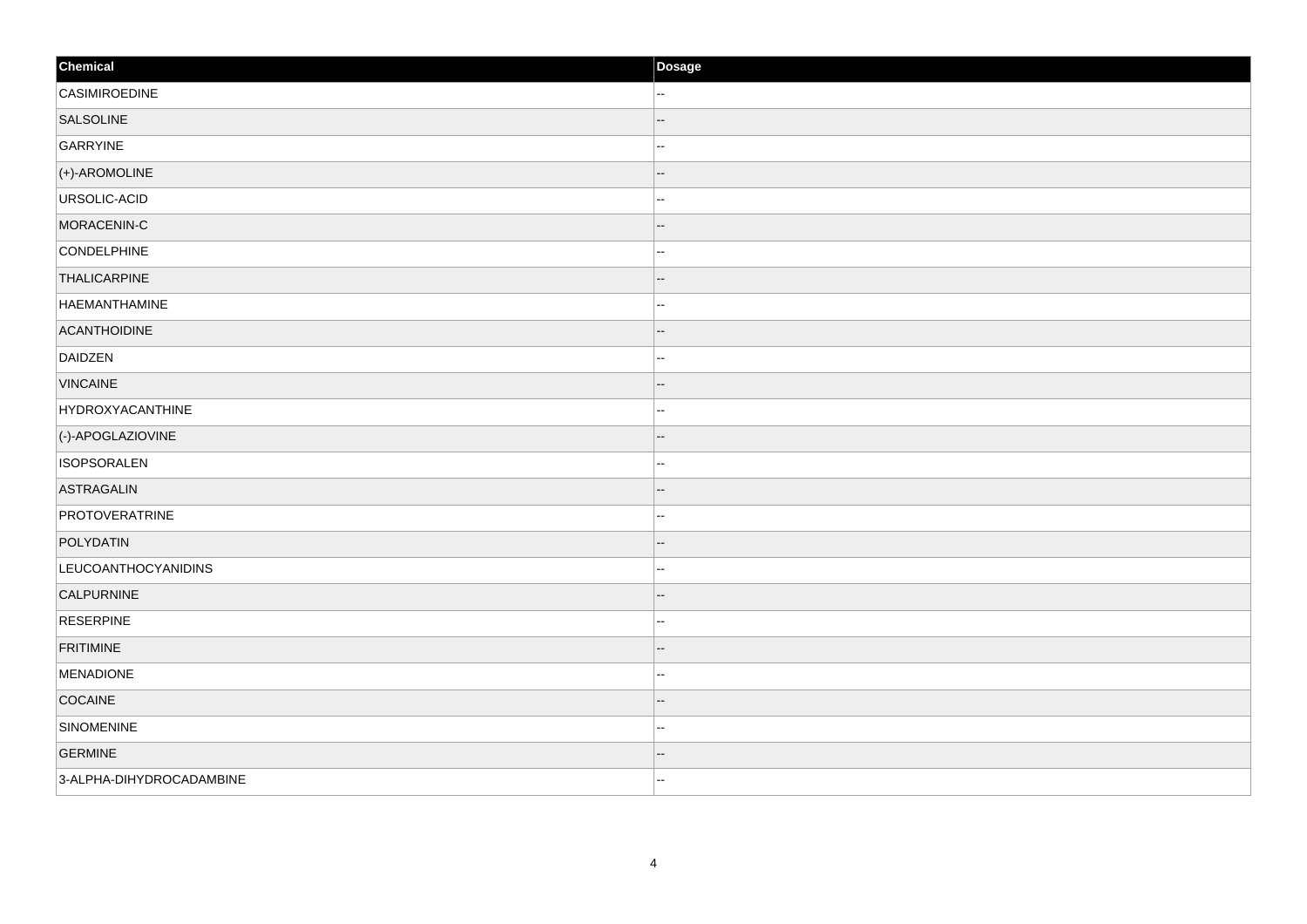| Chemical | Dosage |
| --- | --- |
| CASIMIROEDINE | -- |
| SALSOLINE | -- |
| GARRYINE | -- |
| (+)-AROMOLINE | -- |
| URSOLIC-ACID | -- |
| MORACENIN-C | -- |
| CONDELPHINE | -- |
| THALICARPINE | -- |
| HAEMANTHAMINE | -- |
| ACANTHOIDINE | -- |
| DAIDZEN | -- |
| VINCAINE | -- |
| HYDROXYACANTHINE | -- |
| (-)-APOGLAZIOVINE | -- |
| ISOPSORALEN | -- |
| ASTRAGALIN | -- |
| PROTOVERATRINE | -- |
| POLYDATIN | -- |
| LEUCOANTHOCYANIDINS | -- |
| CALPURNINE | -- |
| RESERPINE | -- |
| FRITIMINE | -- |
| MENADIONE | -- |
| COCAINE | -- |
| SINOMENINE | -- |
| GERMINE | -- |
| 3-ALPHA-DIHYDROCADAMBINE | -- |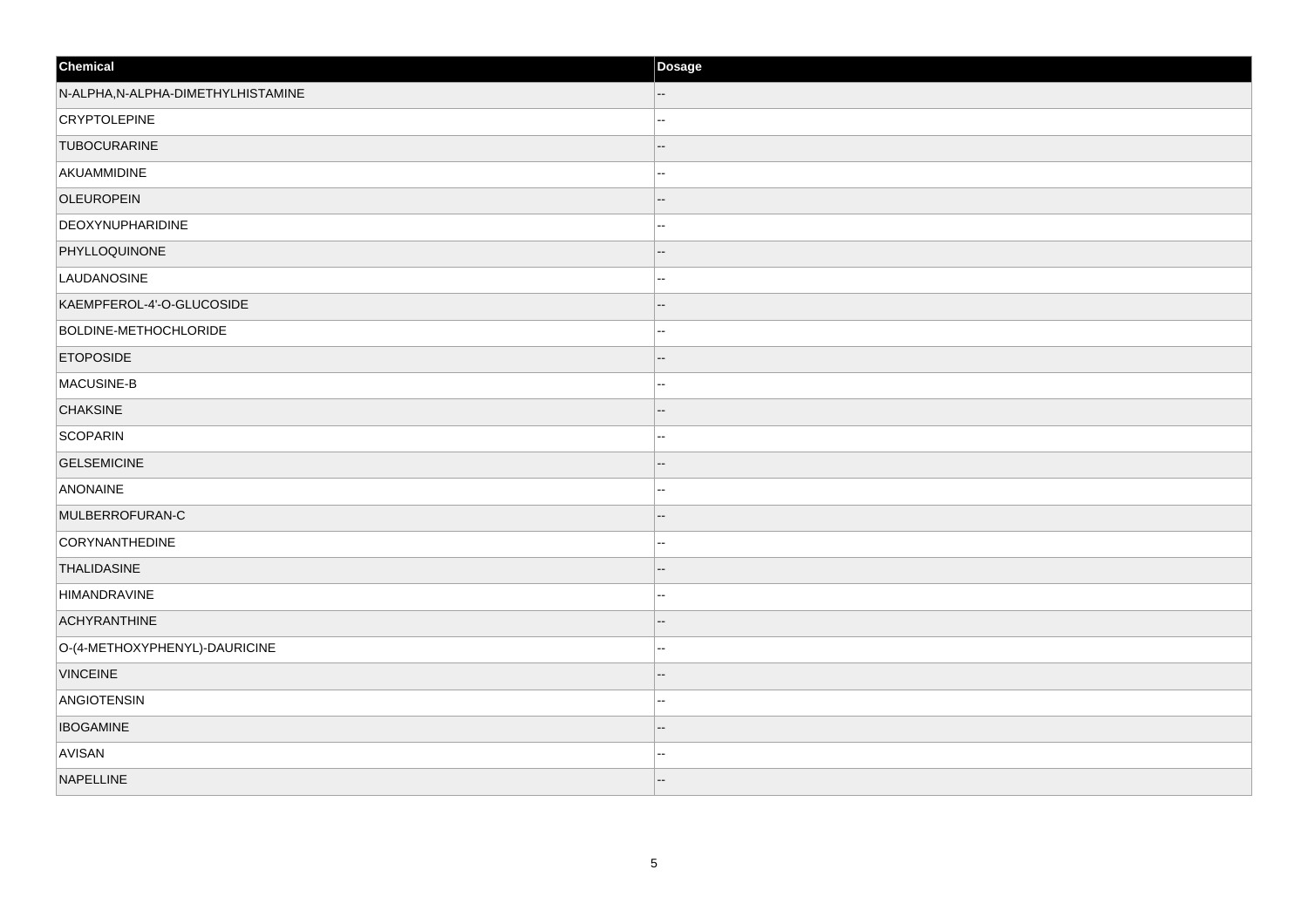| Chemical | Dosage |
| --- | --- |
| N-ALPHA,N-ALPHA-DIMETHYLHISTAMINE | -- |
| CRYPTOLEPINE | -- |
| TUBOCURARINE | -- |
| AKUAMMIDINE | -- |
| OLEUROPEIN | -- |
| DEOXYNUPHARIDINE | -- |
| PHYLLOQUINONE | -- |
| LAUDANOSINE | -- |
| KAEMPFEROL-4'-O-GLUCOSIDE | -- |
| BOLDINE-METHOCHLORIDE | -- |
| ETOPOSIDE | -- |
| MACUSINE-B | -- |
| CHAKSINE | -- |
| SCOPARIN | -- |
| GELSEMICINE | -- |
| ANONAINE | -- |
| MULBERROFURAN-C | -- |
| CORYNANTHEDINE | -- |
| THALIDASINE | -- |
| HIMANDRAVINE | -- |
| ACHYRANTHINE | -- |
| O-(4-METHOXYPHENYL)-DAURICINE | -- |
| VINCEINE | -- |
| ANGIOTENSIN | -- |
| IBOGAMINE | -- |
| AVISAN | -- |
| NAPELLINE | -- |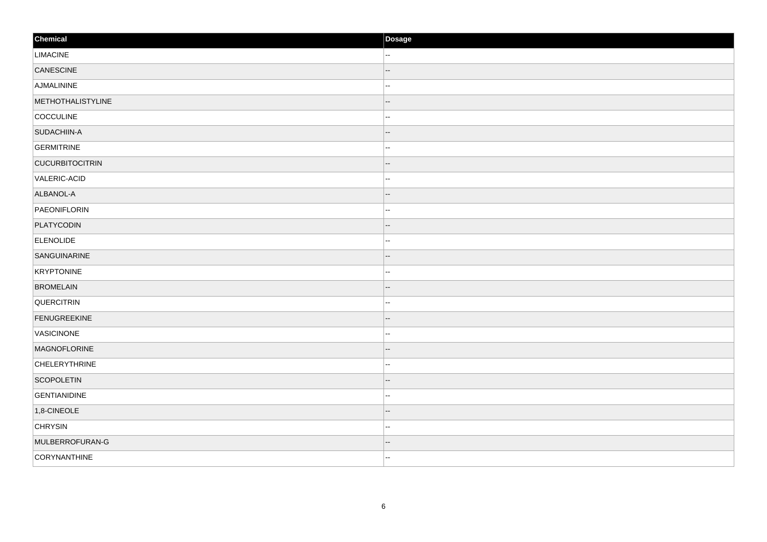| Chemical | Dosage |
| --- | --- |
| LIMACINE | -- |
| CANESCINE | -- |
| AJMALININE | -- |
| METHOTHALISTYLINE | -- |
| COCCULINE | -- |
| SUDACHIIN-A | -- |
| GERMITRINE | -- |
| CUCURBITOCITRIN | -- |
| VALERIC-ACID | -- |
| ALBANOL-A | -- |
| PAEONIFLORIN | -- |
| PLATYCODIN | -- |
| ELENOLIDE | -- |
| SANGUINARINE | -- |
| KRYPTONINE | -- |
| BROMELAIN | -- |
| QUERCITRIN | -- |
| FENUGREEKINE | -- |
| VASICINONE | -- |
| MAGNOFLORINE | -- |
| CHELERYTHRINE | -- |
| SCOPOLETIN | -- |
| GENTIANIDINE | -- |
| 1,8-CINEOLE | -- |
| CHRYSIN | -- |
| MULBERROFURAN-G | -- |
| CORYNANTHINE | -- |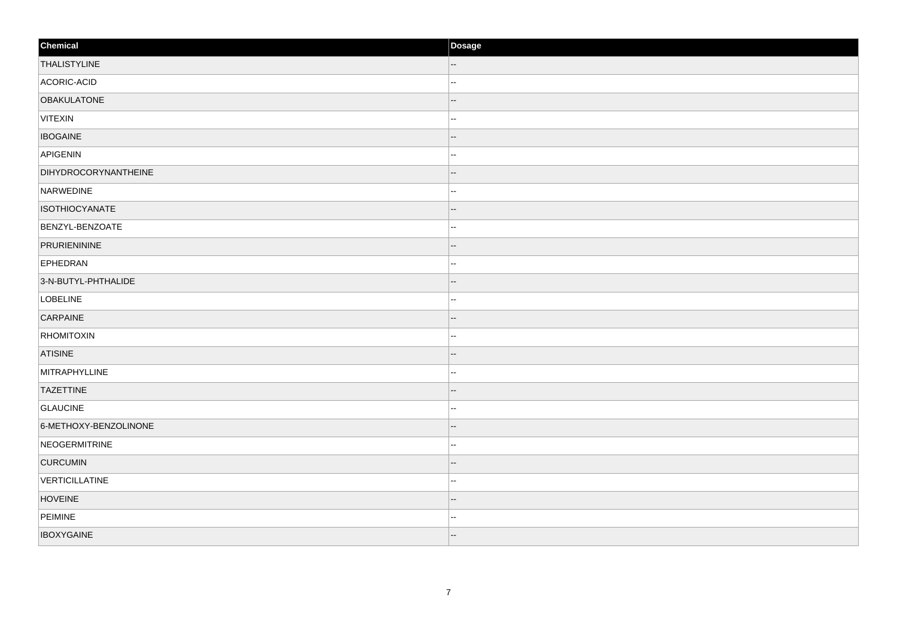| Chemical | Dosage |
| --- | --- |
| THALISTYLINE | -- |
| ACORIC-ACID | -- |
| OBAKULATONE | -- |
| VITEXIN | -- |
| IBOGAINE | -- |
| APIGENIN | -- |
| DIHYDROCORYNANTHEINE | -- |
| NARWEDINE | -- |
| ISOTHIOCYANATE | -- |
| BENZYL-BENZOATE | -- |
| PRURIENININE | -- |
| EPHEDRAN | -- |
| 3-N-BUTYL-PHTHALIDE | -- |
| LOBELINE | -- |
| CARPAINE | -- |
| RHOMITOXIN | -- |
| ATISINE | -- |
| MITRAPHYLLINE | -- |
| TAZETTINE | -- |
| GLAUCINE | -- |
| 6-METHOXY-BENZOLINONE | -- |
| NEOGERMITRINE | -- |
| CURCUMIN | -- |
| VERTICILLATINE | -- |
| HOVEINE | -- |
| PEIMINE | -- |
| IBOXYGAINE | -- |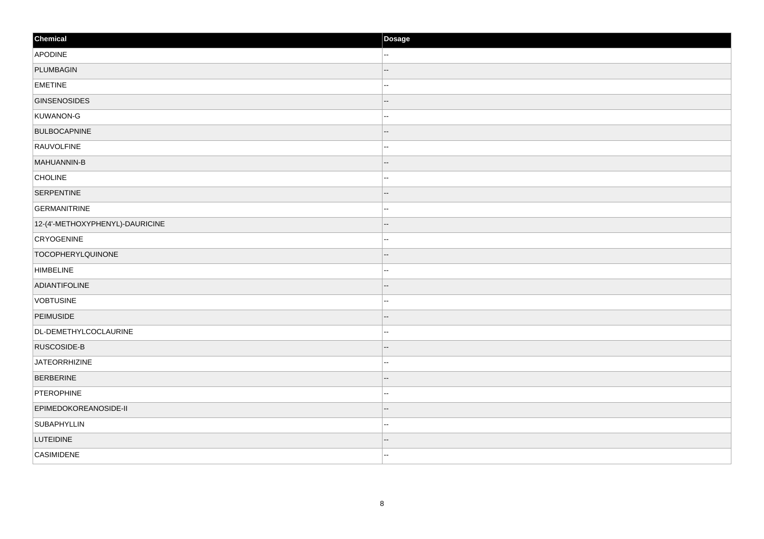| Chemical | Dosage |
| --- | --- |
| APODINE | -- |
| PLUMBAGIN | -- |
| EMETINE | -- |
| GINSENOSIDES | -- |
| KUWANON-G | -- |
| BULBOCAPNINE | -- |
| RAUVOLFINE | -- |
| MAHUANNIN-B | -- |
| CHOLINE | -- |
| SERPENTINE | -- |
| GERMANITRINE | -- |
| 12-(4'-METHOXYPHENYL)-DAURICINE | -- |
| CRYOGENINE | -- |
| TOCOPHERYLQUINONE | -- |
| HIMBELINE | -- |
| ADIANTIFOLINE | -- |
| VOBTUSINE | -- |
| PEIMUSIDE | -- |
| DL-DEMETHYLCOCLAURINE | -- |
| RUSCOSIDE-B | -- |
| JATEORRHIZINE | -- |
| BERBERINE | -- |
| PTEROPHINE | -- |
| EPIMEDOKOREANOSIDE-II | -- |
| SUBAPHYLLIN | -- |
| LUTEIDINE | -- |
| CASIMIDENE | -- |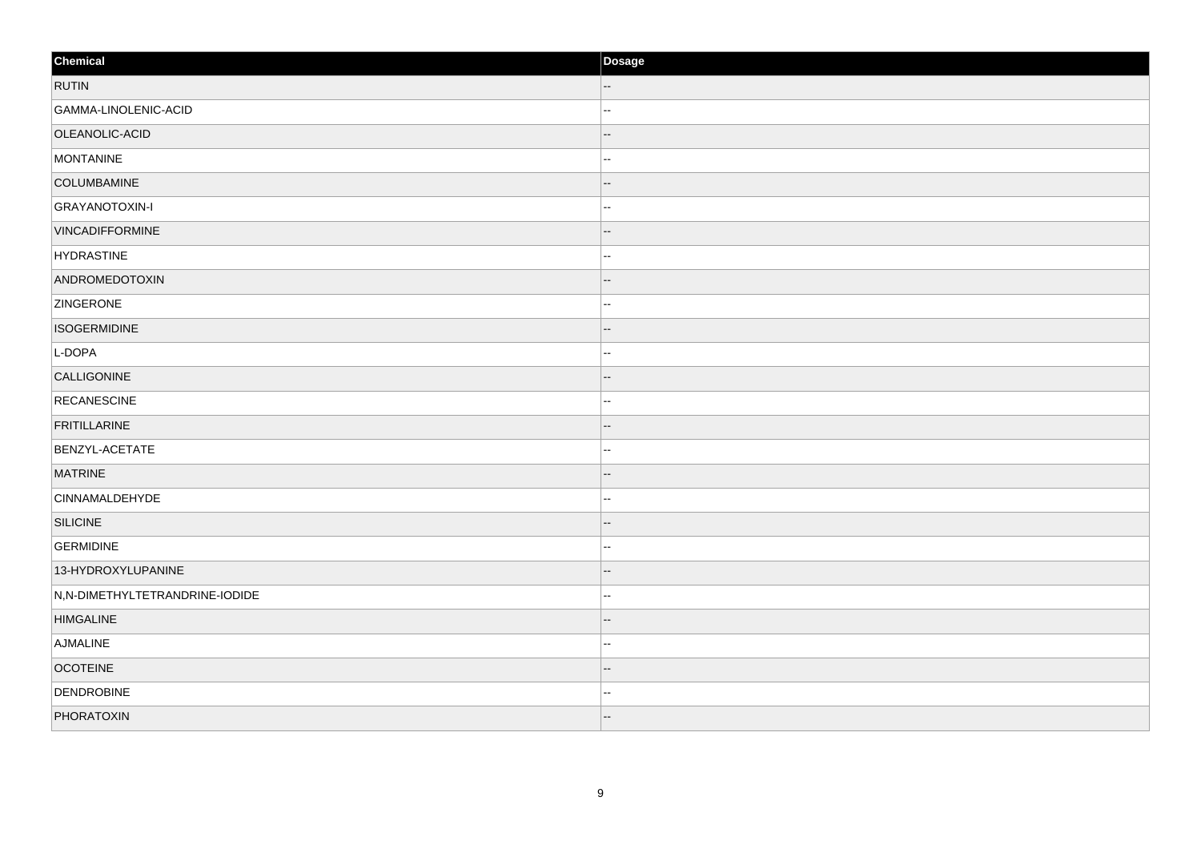| Chemical | Dosage |
| --- | --- |
| RUTIN | -- |
| GAMMA-LINOLENIC-ACID | -- |
| OLEANOLIC-ACID | -- |
| MONTANINE | -- |
| COLUMBAMINE | -- |
| GRAYANOTOXIN-I | -- |
| VINCADIFFORMINE | -- |
| HYDRASTINE | -- |
| ANDROMEDOTOXIN | -- |
| ZINGERONE | -- |
| ISOGERMIDINE | -- |
| L-DOPA | -- |
| CALLIGONINE | -- |
| RECANESCINE | -- |
| FRITILLARINE | -- |
| BENZYL-ACETATE | -- |
| MATRINE | -- |
| CINNAMALDEHYDE | -- |
| SILICINE | -- |
| GERMIDINE | -- |
| 13-HYDROXYLUPANINE | -- |
| N,N-DIMETHYLTETRANDRINE-IODIDE | -- |
| HIMGALINE | -- |
| AJMALINE | -- |
| OCOTEINE | -- |
| DENDROBINE | -- |
| PHORATOXIN | -- |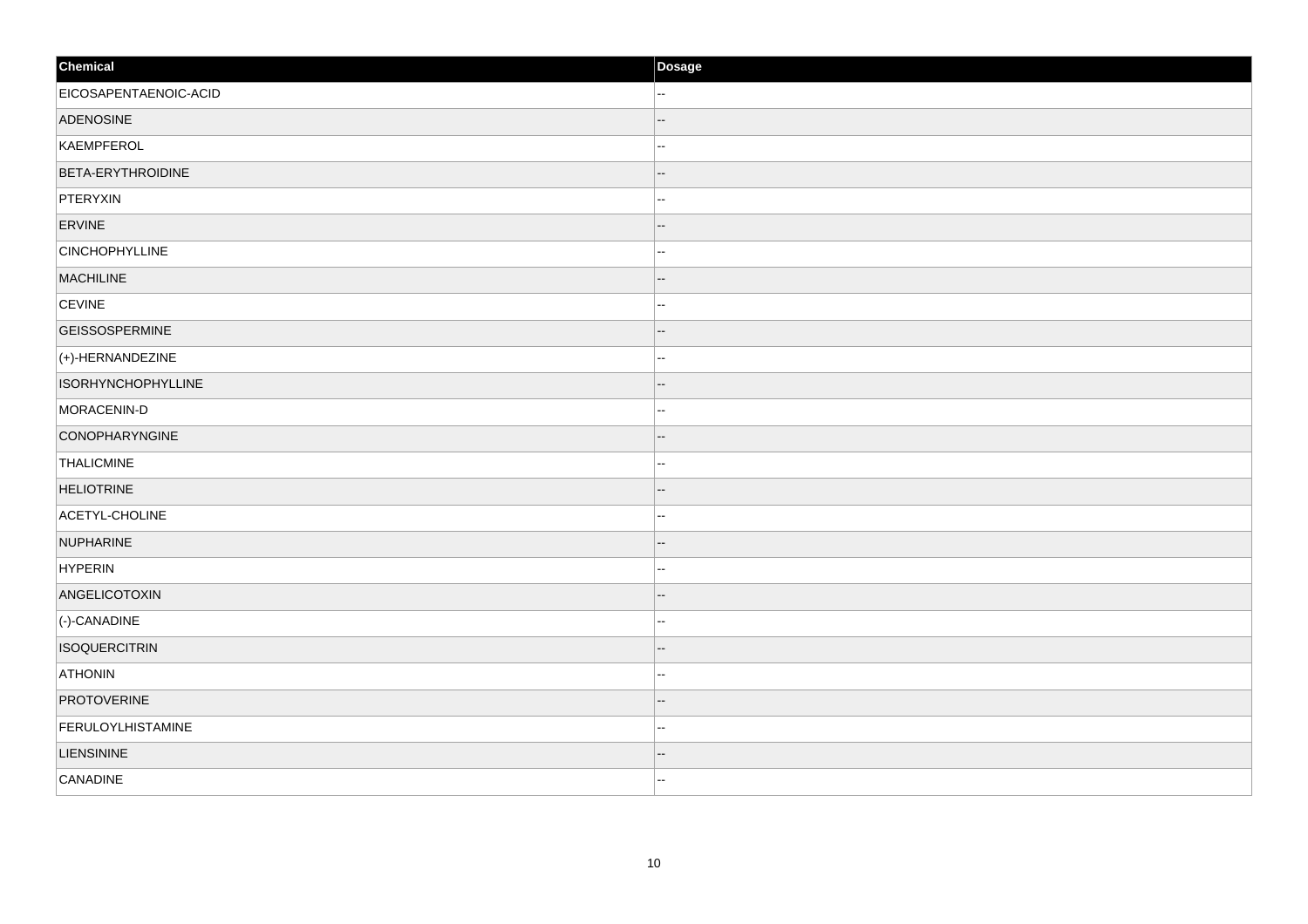| Chemical | Dosage |
| --- | --- |
| EICOSAPENTAENOIC-ACID | -- |
| ADENOSINE | -- |
| KAEMPFEROL | -- |
| BETA-ERYTHROIDINE | -- |
| PTERYXIN | -- |
| ERVINE | -- |
| CINCHOPHYLLINE | -- |
| MACHILINE | -- |
| CEVINE | -- |
| GEISSOSPERMINE | -- |
| (+)-HERNANDEZINE | -- |
| ISORHYNCHOPHYLLINE | -- |
| MORACENIN-D | -- |
| CONOPHARYNGINE | -- |
| THALICMINE | -- |
| HELIOTRINE | -- |
| ACETYL-CHOLINE | -- |
| NUPHARINE | -- |
| HYPERIN | -- |
| ANGELICOTOXIN | -- |
| (-)-CANADINE | -- |
| ISOQUERCITRIN | -- |
| ATHONIN | -- |
| PROTOVERINE | -- |
| FERULOYLHISTAMINE | -- |
| LIENSININE | -- |
| CANADINE | -- |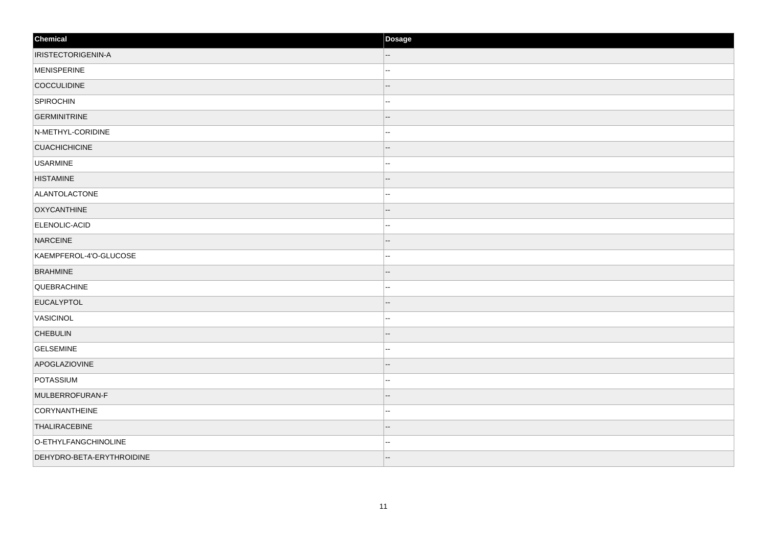| Chemical | Dosage |
| --- | --- |
| IRISTECTORIGENIN-A | -- |
| MENISPERINE | -- |
| COCCULIDINE | -- |
| SPIROCHIN | -- |
| GERMINITRINE | -- |
| N-METHYL-CORIDINE | -- |
| CUACHICHICINE | -- |
| USARMINE | -- |
| HISTAMINE | -- |
| ALANTOLACTONE | -- |
| OXYCANTHINE | -- |
| ELENOLIC-ACID | -- |
| NARCEINE | -- |
| KAEMPFEROL-4'O-GLUCOSE | -- |
| BRAHMINE | -- |
| QUEBRACHINE | -- |
| EUCALYPTOL | -- |
| VASICINOL | -- |
| CHEBULIN | -- |
| GELSEMINE | -- |
| APOGLAZIOVINE | -- |
| POTASSIUM | -- |
| MULBERROFURAN-F | -- |
| CORYNANTHEINE | -- |
| THALIRACEBINE | -- |
| O-ETHYLFANGCHINOLINE | -- |
| DEHYDRO-BETA-ERYTHROIDINE | -- |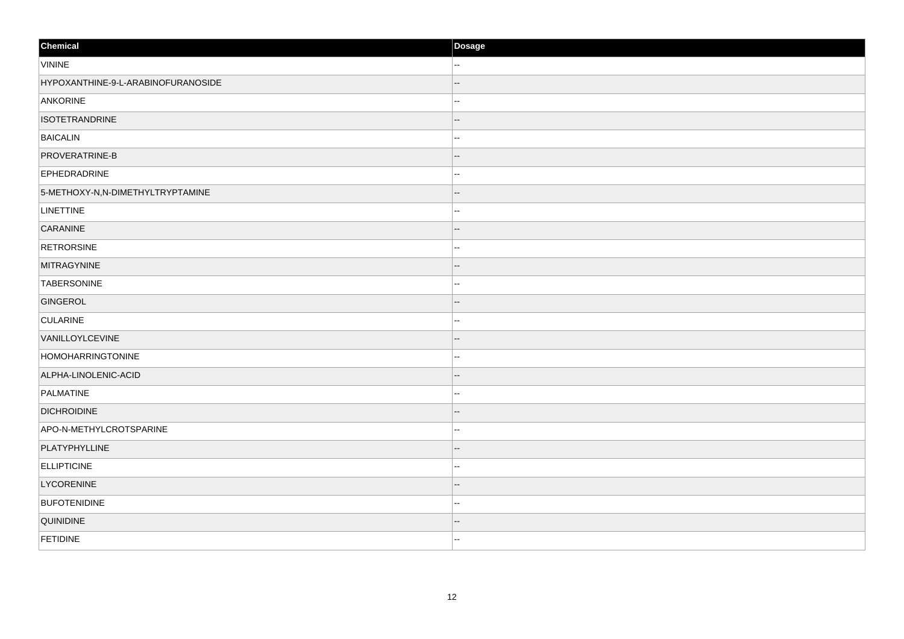| Chemical | Dosage |
| --- | --- |
| VININE | -- |
| HYPOXANTHINE-9-L-ARABINOFURANOSIDE | -- |
| ANKORINE | -- |
| ISOTETRANDRINE | -- |
| BAICALIN | -- |
| PROVERATRINE-B | -- |
| EPHEDRADRINE | -- |
| 5-METHOXY-N,N-DIMETHYLTRYPTAMINE | -- |
| LINETTINE | -- |
| CARANINE | -- |
| RETRORSINE | -- |
| MITRAGYNINE | -- |
| TABERSONINE | -- |
| GINGEROL | -- |
| CULARINE | -- |
| VANILLOYLCEVINE | -- |
| HOMOHARRINGTONINE | -- |
| ALPHA-LINOLENIC-ACID | -- |
| PALMATINE | -- |
| DICHROIDINE | -- |
| APO-N-METHYLCROTSPARINE | -- |
| PLATYPHYLLINE | -- |
| ELLIPTICINE | -- |
| LYCORENINE | -- |
| BUFOTENIDINE | -- |
| QUINIDINE | -- |
| FETIDINE | -- |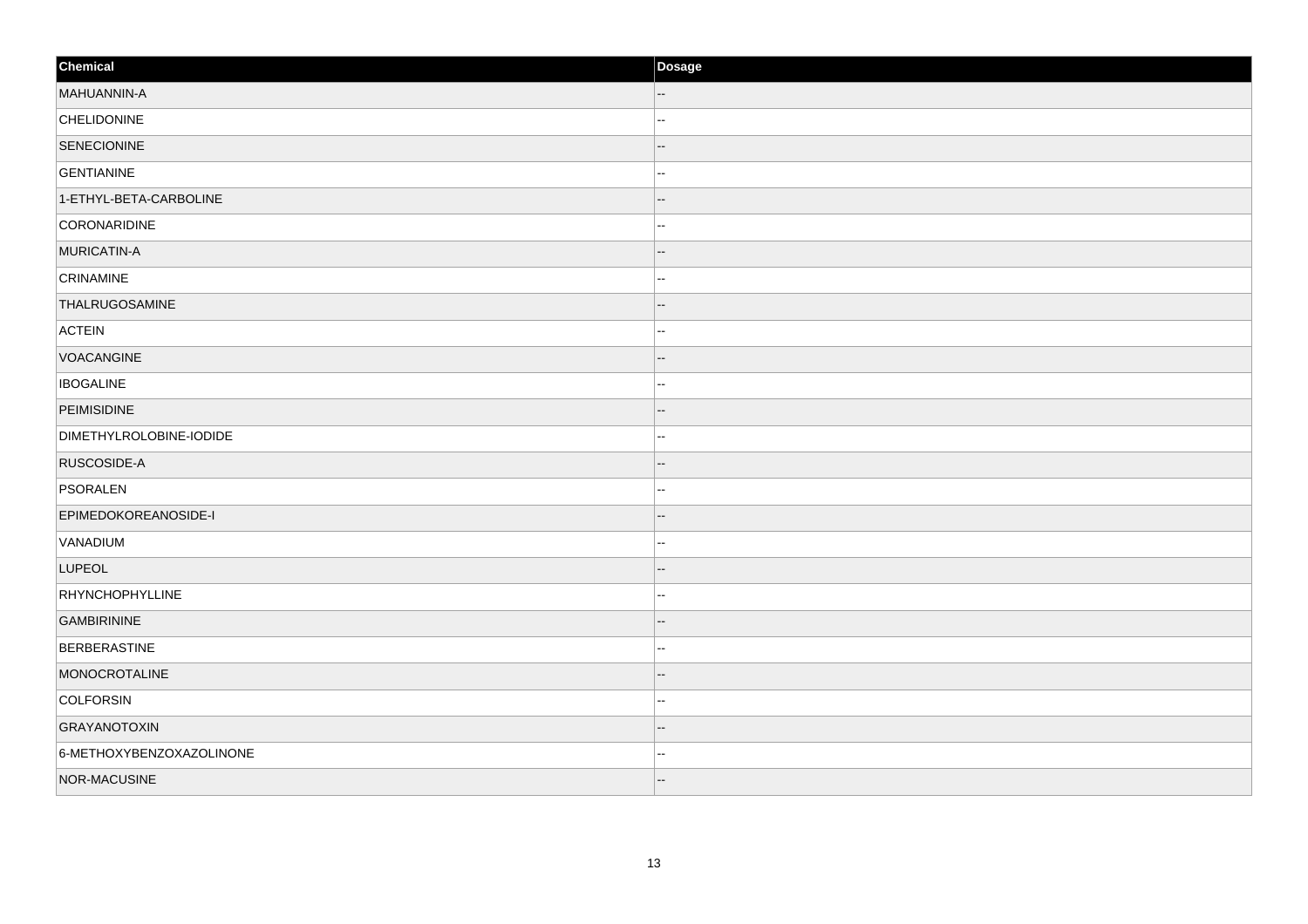| Chemical | Dosage |
| --- | --- |
| MAHUANNIN-A | -- |
| CHELIDONINE | -- |
| SENECIONINE | -- |
| GENTIANINE | -- |
| 1-ETHYL-BETA-CARBOLINE | -- |
| CORONARIDINE | -- |
| MURICATIN-A | -- |
| CRINAMINE | -- |
| THALRUGOSAMINE | -- |
| ACTEIN | -- |
| VOACANGINE | -- |
| IBOGALINE | -- |
| PEIMISIDINE | -- |
| DIMETHYLROLOBINE-IODIDE | -- |
| RUSCOSIDE-A | -- |
| PSORALEN | -- |
| EPIMEDOKOREANOSIDE-I | -- |
| VANADIUM | -- |
| LUPEOL | -- |
| RHYNCHOPHYLLINE | -- |
| GAMBIRININE | -- |
| BERBERASTINE | -- |
| MONOCROTALINE | -- |
| COLFORSIN | -- |
| GRAYANOTOXIN | -- |
| 6-METHOXYBENZOXAZOLINONE | -- |
| NOR-MACUSINE | -- |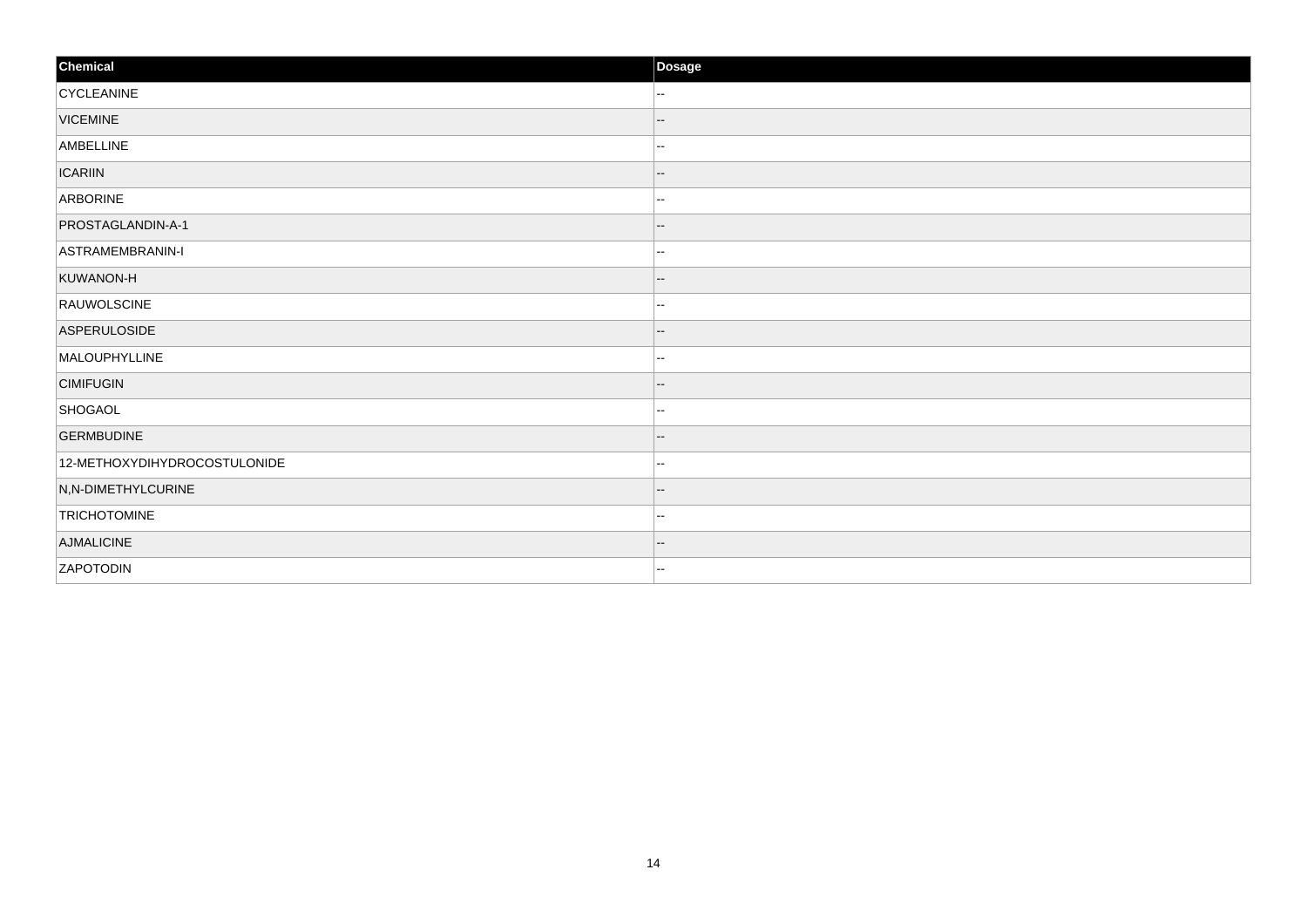| Chemical | Dosage |
| --- | --- |
| CYCLEANINE | -- |
| VICEMINE | -- |
| AMBELLINE | -- |
| ICARIIN | -- |
| ARBORINE | -- |
| PROSTAGLANDIN-A-1 | -- |
| ASTRAMEMBRANIN-I | -- |
| KUWANON-H | -- |
| RAUWOLSCINE | -- |
| ASPERULOSIDE | -- |
| MALOUPHYLLINE | -- |
| CIMIFUGIN | -- |
| SHOGAOL | -- |
| GERMBUDINE | -- |
| 12-METHOXYDIHYDROCOSTULONIDE | -- |
| N,N-DIMETHYLCURINE | -- |
| TRICHOTOMINE | -- |
| AJMALICINE | -- |
| ZAPOTODIN | -- |